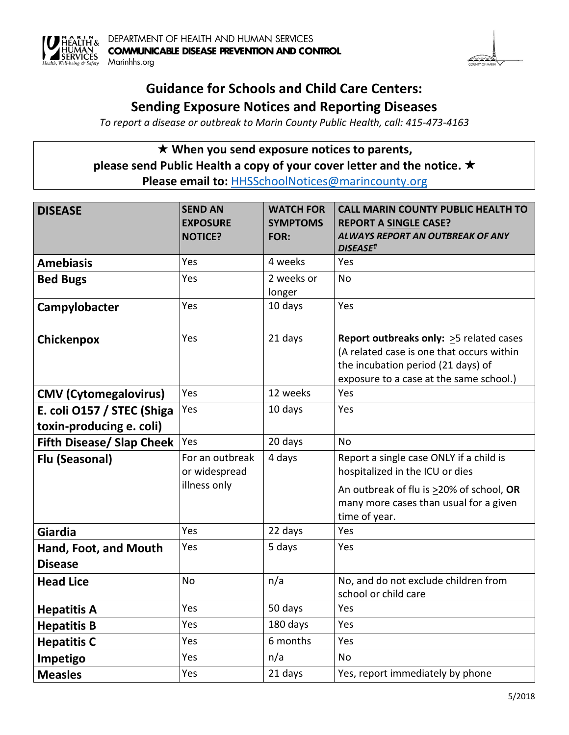DEPARTMENT OF HEALTH AND HUMAN SERVICES
**COMMUNICABLE DISEASE PREVENTION AND CONTROL**
Marinhhs.org

# Guidance for Schools and Child Care Centers:
# Sending Exposure Notices and Reporting Diseases

*To report a disease or outbreak to Marin County Public Health, call: 415-473-4163*

**★ When you send exposure notices to parents, please send Public Health a copy of your cover letter and the notice. ★**
**Please email to:** HHSSchoolNotices@marincounty.org

| DISEASE | SEND AN EXPOSURE NOTICE? | WATCH FOR SYMPTOMS FOR: | CALL MARIN COUNTY PUBLIC HEALTH TO REPORT A SINGLE CASE? *ALWAYS REPORT AN OUTBREAK OF ANY DISEASE¶* |
|---|---|---|---|
| **Amebiasis** | Yes | 4 weeks | Yes |
| **Bed Bugs** | Yes | 2 weeks or longer | No |
| **Campylobacter** | Yes | 10 days | Yes |
| **Chickenpox** | Yes | 21 days | **Report outbreaks only:** ≥5 related cases (A related case is one that occurs within the incubation period (21 days) of exposure to a case at the same school.) |
| **CMV (Cytomegalovirus)** | Yes | 12 weeks | Yes |
| **E. coli O157 / STEC (Shiga toxin-producing e. coli)** | Yes | 10 days | Yes |
| **Fifth Disease/ Slap Cheek** | Yes | 20 days | No |
| **Flu (Seasonal)** | For an outbreak or widespread illness only | 4 days | Report a single case ONLY if a child is hospitalized in the ICU or dies<br>An outbreak of flu is ≥20% of school, **OR** many more cases than usual for a given time of year. |
| **Giardia** | Yes | 22 days | Yes |
| **Hand, Foot, and Mouth Disease** | Yes | 5 days | Yes |
| **Head Lice** | No | n/a | No, and do not exclude children from school or child care |
| **Hepatitis A** | Yes | 50 days | Yes |
| **Hepatitis B** | Yes | 180 days | Yes |
| **Hepatitis C** | Yes | 6 months | Yes |
| **Impetigo** | Yes | n/a | No |
| **Measles** | Yes | 21 days | Yes, report immediately by phone |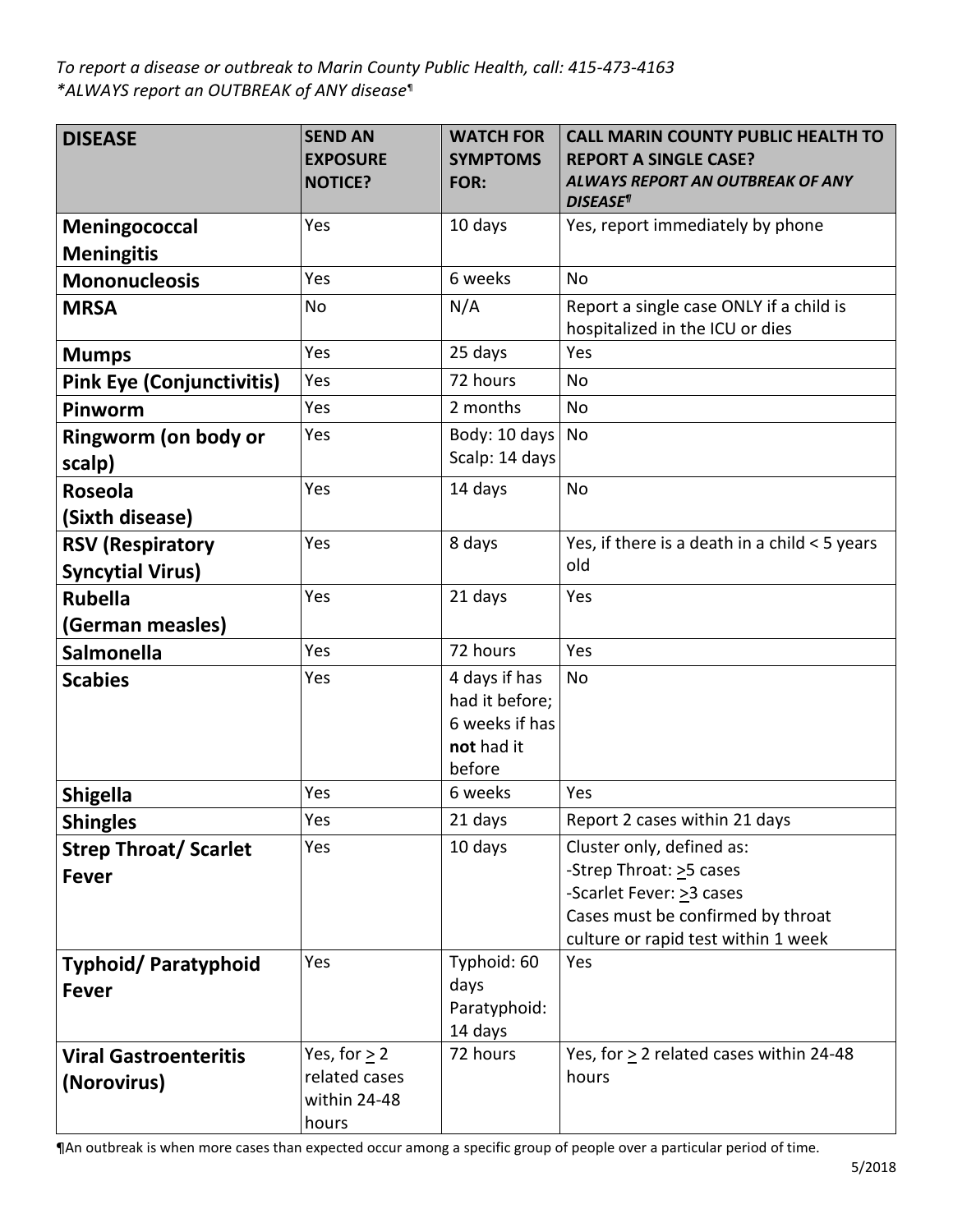*To report a disease or outbreak to Marin County Public Health, call: 415-473-4163*
*\*ALWAYS report an OUTBREAK of ANY disease¶*

| DISEASE | SEND AN EXPOSURE NOTICE? | WATCH FOR SYMPTOMS FOR: | CALL MARIN COUNTY PUBLIC HEALTH TO REPORT A SINGLE CASE? *ALWAYS REPORT AN OUTBREAK OF ANY DISEASE¶* |
|---|---|---|---|
| **Meningococcal Meningitis** | Yes | 10 days | Yes, report immediately by phone |
| **Mononucleosis** | Yes | 6 weeks | No |
| **MRSA** | No | N/A | Report a single case ONLY if a child is hospitalized in the ICU or dies |
| **Mumps** | Yes | 25 days | Yes |
| **Pink Eye (Conjunctivitis)** | Yes | 72 hours | No |
| **Pinworm** | Yes | 2 months | No |
| **Ringworm (on body or scalp)** | Yes | Body: 10 days Scalp: 14 days | No |
| **Roseola (Sixth disease)** | Yes | 14 days | No |
| **RSV (Respiratory Syncytial Virus)** | Yes | 8 days | Yes, if there is a death in a child < 5 years old |
| **Rubella (German measles)** | Yes | 21 days | Yes |
| **Salmonella** | Yes | 72 hours | Yes |
| **Scabies** | Yes | 4 days if has had it before; 6 weeks if has **not** had it before | No |
| **Shigella** | Yes | 6 weeks | Yes |
| **Shingles** | Yes | 21 days | Report 2 cases within 21 days |
| **Strep Throat/ Scarlet Fever** | Yes | 10 days | Cluster only, defined as: -Strep Throat: $\geq$5 cases -Scarlet Fever: $\geq$3 cases Cases must be confirmed by throat culture or rapid test within 1 week |
| **Typhoid/ Paratyphoid Fever** | Yes | Typhoid: 60 days Paratyphoid: 14 days | Yes |
| **Viral Gastroenteritis (Norovirus)** | Yes, for $\geq$ 2 related cases within 24-48 hours | 72 hours | Yes, for $\geq$ 2 related cases within 24-48 hours |

¶An outbreak is when more cases than expected occur among a specific group of people over a particular period of time.

5/2018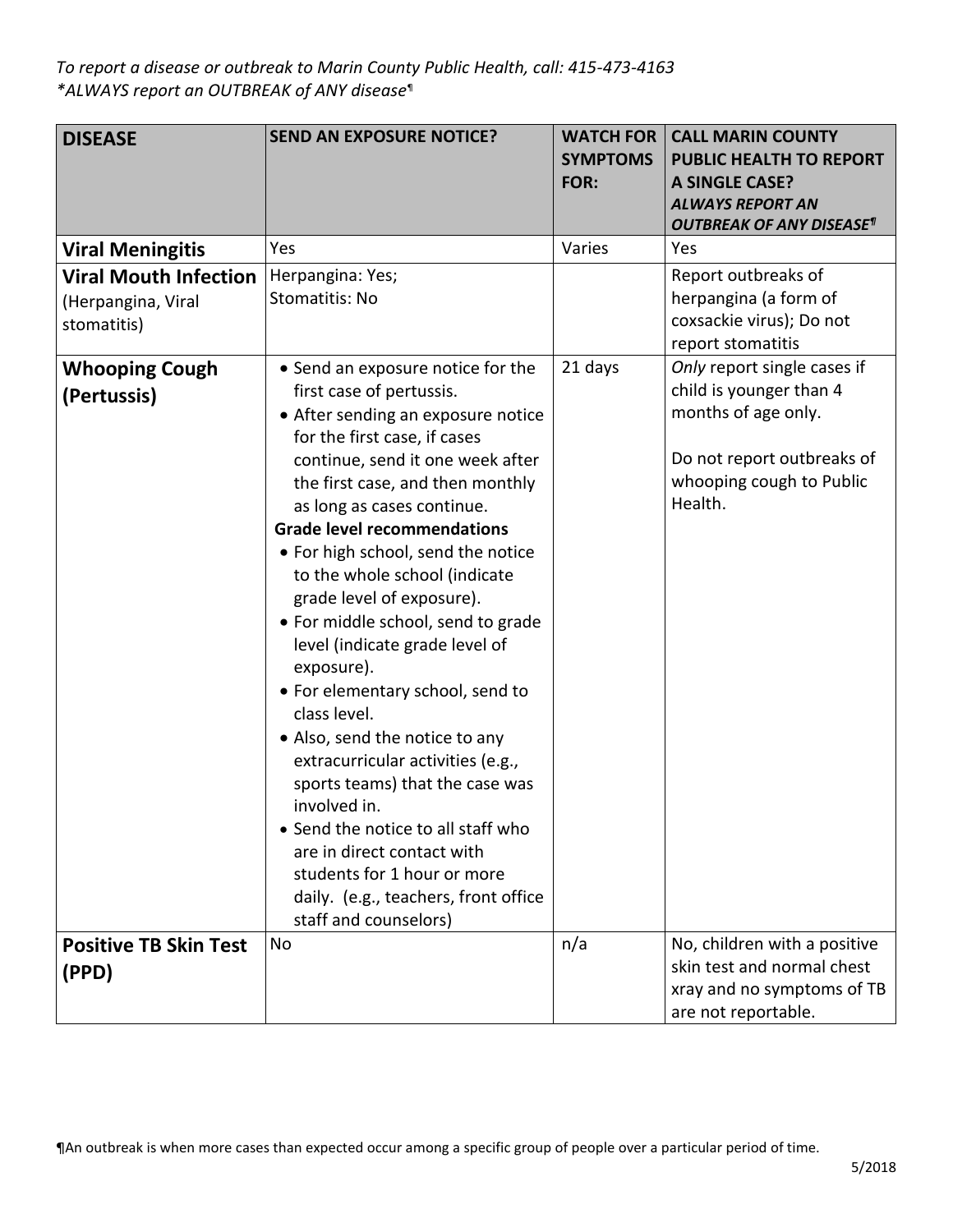*To report a disease or outbreak to Marin County Public Health, call: 415-473-4163*
*\*ALWAYS report an OUTBREAK of ANY disease¶*

| DISEASE | SEND AN EXPOSURE NOTICE? | WATCH FOR SYMPTOMS FOR: | CALL MARIN COUNTY PUBLIC HEALTH TO REPORT A SINGLE CASE? *ALWAYS REPORT AN OUTBREAK OF ANY DISEASE¶* |
|---|---|---|---|
| **Viral Meningitis** | Yes | Varies | Yes |
| **Viral Mouth Infection** (Herpangina, Viral stomatitis) | Herpangina: Yes;<br>Stomatitis: No | | Report outbreaks of herpangina (a form of coxsackie virus); Do not report stomatitis |
| **Whooping Cough (Pertussis)** | • Send an exposure notice for the first case of pertussis.<br>• After sending an exposure notice for the first case, if cases continue, send it one week after the first case, and then monthly as long as cases continue.<br>**Grade level recommendations**<br>• For high school, send the notice to the whole school (indicate grade level of exposure).<br>• For middle school, send to grade level (indicate grade level of exposure).<br>• For elementary school, send to class level.<br>• Also, send the notice to any extracurricular activities (e.g., sports teams) that the case was involved in.<br>• Send the notice to all staff who are in direct contact with students for 1 hour or more daily. (e.g., teachers, front office staff and counselors) | 21 days | *Only* report single cases if child is younger than 4 months of age only.<br><br>Do not report outbreaks of whooping cough to Public Health. |
| **Positive TB Skin Test (PPD)** | No | n/a | No, children with a positive skin test and normal chest xray and no symptoms of TB are not reportable. |

¶An outbreak is when more cases than expected occur among a specific group of people over a particular period of time.

5/2018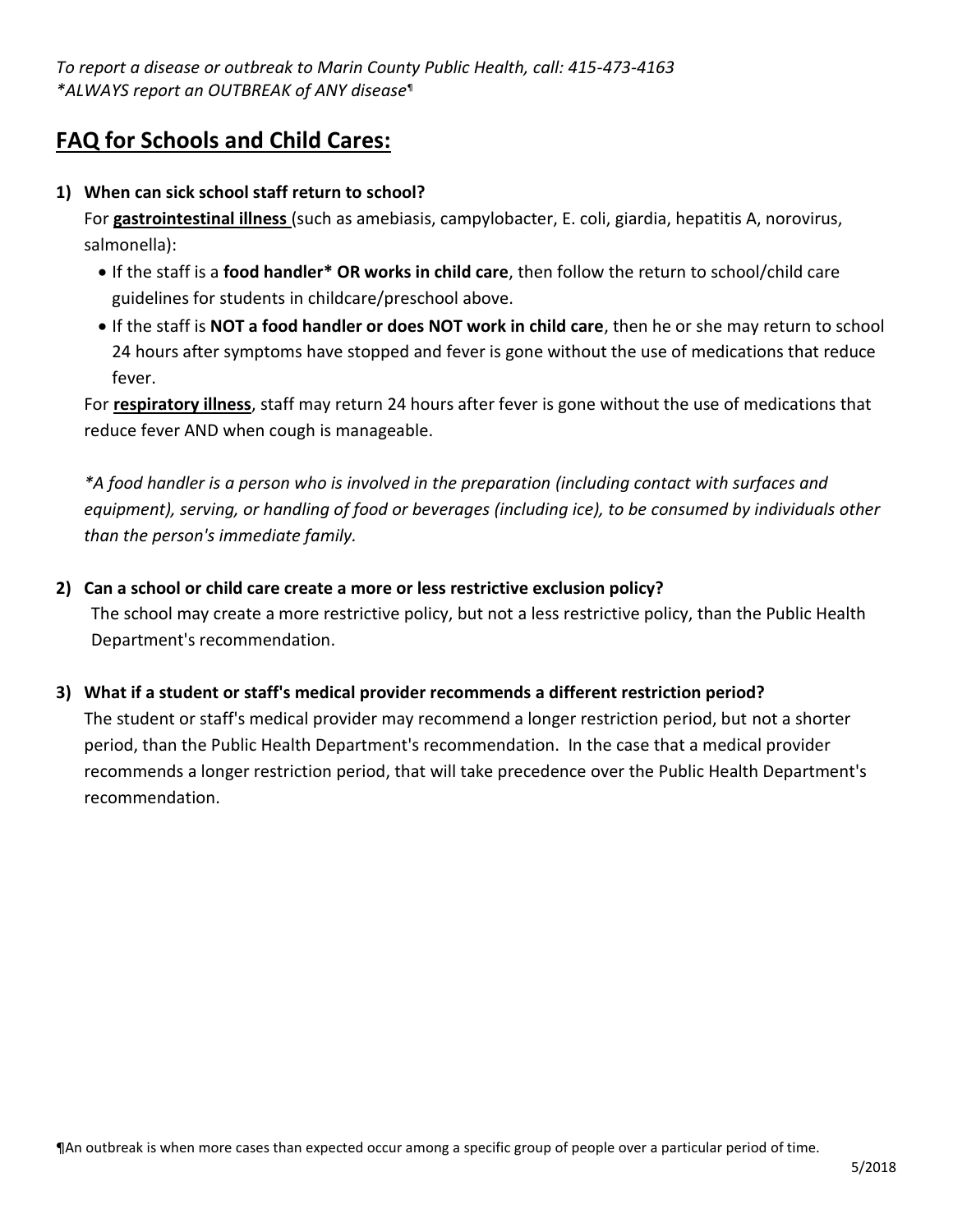*To report a disease or outbreak to Marin County Public Health, call: 415-473-4163*
*\*ALWAYS report an OUTBREAK of ANY disease¶*

## FAQ for Schools and Child Cares:

**1) When can sick school staff return to school?**

For **gastrointestinal illness** (such as amebiasis, campylobacter, E. coli, giardia, hepatitis A, norovirus, salmonella):

- If the staff is a **food handler\* OR works in child care**, then follow the return to school/child care guidelines for students in childcare/preschool above.
- If the staff is **NOT a food handler or does NOT work in child care**, then he or she may return to school 24 hours after symptoms have stopped and fever is gone without the use of medications that reduce fever.

For **respiratory illness**, staff may return 24 hours after fever is gone without the use of medications that reduce fever AND when cough is manageable.

*\*A food handler is a person who is involved in the preparation (including contact with surfaces and equipment), serving, or handling of food or beverages (including ice), to be consumed by individuals other than the person's immediate family.*

**2) Can a school or child care create a more or less restrictive exclusion policy?**

The school may create a more restrictive policy, but not a less restrictive policy, than the Public Health Department's recommendation.

**3) What if a student or staff's medical provider recommends a different restriction period?**

The student or staff's medical provider may recommend a longer restriction period, but not a shorter period, than the Public Health Department's recommendation. In the case that a medical provider recommends a longer restriction period, that will take precedence over the Public Health Department's recommendation.

¶An outbreak is when more cases than expected occur among a specific group of people over a particular period of time.

5/2018